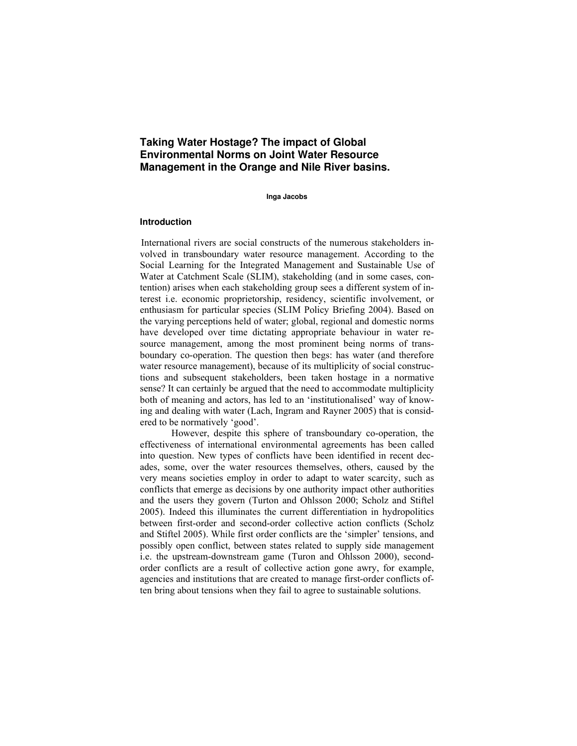# Taking Water Hostage? The impact of Global Environmental Norms on Joint Water Resource Management in the Orange and Nile River basins.

**Inga Jacobs**

## Introduction

International rivers are social constructs of the numerous stakeholders involved in transboundary water resource management. According to the Social Learning for the Integrated Management and Sustainable Use of Water at Catchment Scale (SLIM), stakeholding (and in some cases, contention) arises when each stakeholding group sees a different system of interest i.e. economic proprietorship, residency, scientific involvement, or enthusiasm for particular species (SLIM Policy Briefing 2004). Based on the varying perceptions held of water; global, regional and domestic norms have developed over time dictating appropriate behaviour in water resource management, among the most prominent being norms of transboundary co-operation. The question then begs: has water (and therefore water resource management), because of its multiplicity of social constructions and subsequent stakeholders, been taken hostage in a normative sense? It can certainly be argued that the need to accommodate multiplicity both of meaning and actors, has led to an 'institutionalised' way of knowing and dealing with water (Lach, Ingram and Rayner 2005) that is considered to be normatively 'good'.

However, despite this sphere of transboundary co-operation, the effectiveness of international environmental agreements has been called into question. New types of conflicts have been identified in recent decades, some, over the water resources themselves, others, caused by the very means societies employ in order to adapt to water scarcity, such as conflicts that emerge as decisions by one authority impact other authorities and the users they govern (Turton and Ohlsson 2000; Scholz and Stiftel 2005). Indeed this illuminates the current differentiation in hydropolitics between first-order and second-order collective action conflicts (Scholz and Stiftel 2005). While first order conflicts are the 'simpler' tensions, and possibly open conflict, between states related to supply side management i.e. the upstream-downstream game (Turon and Ohlsson 2000), second-order conflicts are a result of collective action gone awry, for example, agencies and institutions that are created to manage first-order conflicts often bring about tensions when they fail to agree to sustainable solutions.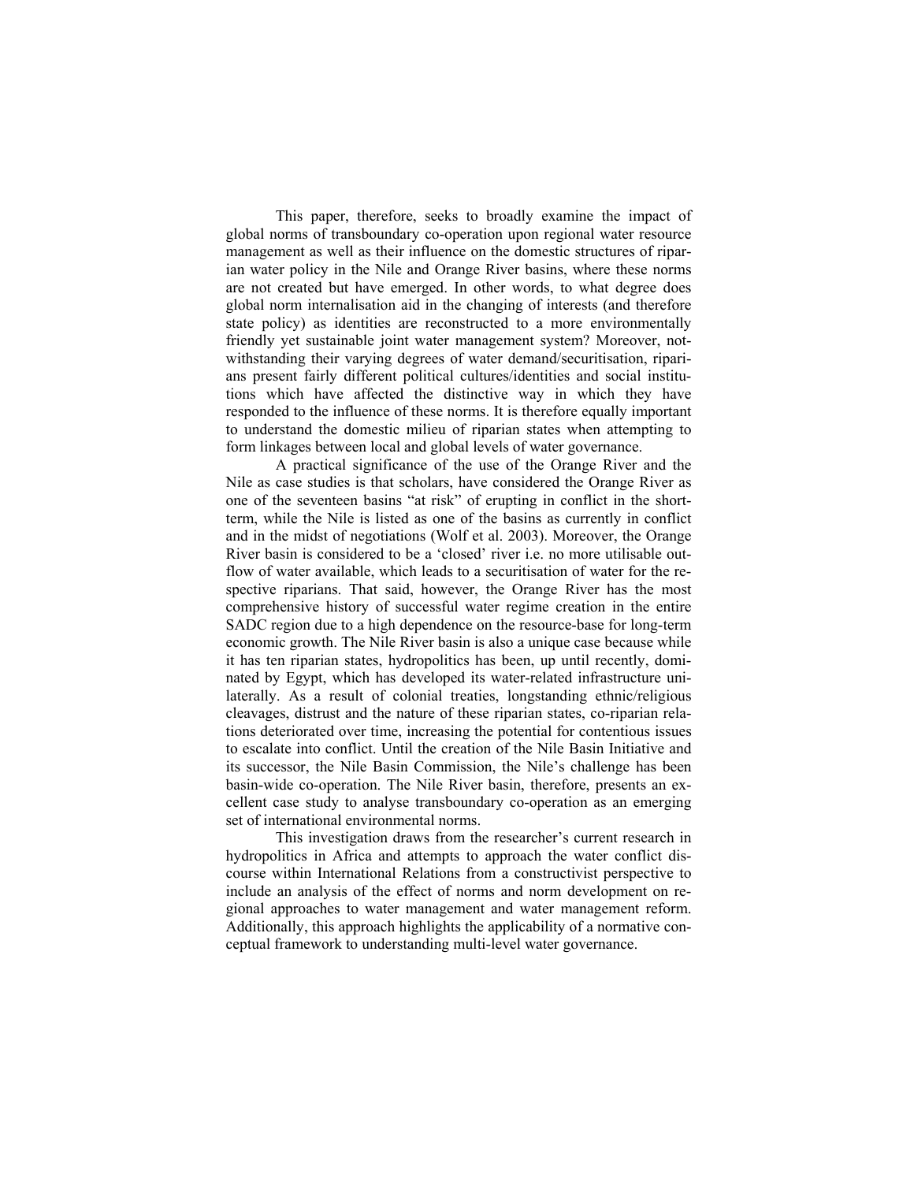This paper, therefore, seeks to broadly examine the impact of global norms of transboundary co-operation upon regional water resource management as well as their influence on the domestic structures of riparian water policy in the Nile and Orange River basins, where these norms are not created but have emerged. In other words, to what degree does global norm internalisation aid in the changing of interests (and therefore state policy) as identities are reconstructed to a more environmentally friendly yet sustainable joint water management system? Moreover, notwithstanding their varying degrees of water demand/securitisation, riparians present fairly different political cultures/identities and social institutions which have affected the distinctive way in which they have responded to the influence of these norms. It is therefore equally important to understand the domestic milieu of riparian states when attempting to form linkages between local and global levels of water governance.

A practical significance of the use of the Orange River and the Nile as case studies is that scholars, have considered the Orange River as one of the seventeen basins "at risk" of erupting in conflict in the short-term, while the Nile is listed as one of the basins as currently in conflict and in the midst of negotiations (Wolf et al. 2003). Moreover, the Orange River basin is considered to be a 'closed' river i.e. no more utilisable outflow of water available, which leads to a securitisation of water for the respective riparians. That said, however, the Orange River has the most comprehensive history of successful water regime creation in the entire SADC region due to a high dependence on the resource-base for long-term economic growth. The Nile River basin is also a unique case because while it has ten riparian states, hydropolitics has been, up until recently, dominated by Egypt, which has developed its water-related infrastructure unilaterally. As a result of colonial treaties, longstanding ethnic/religious cleavages, distrust and the nature of these riparian states, co-riparian relations deteriorated over time, increasing the potential for contentious issues to escalate into conflict. Until the creation of the Nile Basin Initiative and its successor, the Nile Basin Commission, the Nile's challenge has been basin-wide co-operation. The Nile River basin, therefore, presents an excellent case study to analyse transboundary co-operation as an emerging set of international environmental norms.

This investigation draws from the researcher's current research in hydropolitics in Africa and attempts to approach the water conflict discourse within International Relations from a constructivist perspective to include an analysis of the effect of norms and norm development on regional approaches to water management and water management reform. Additionally, this approach highlights the applicability of a normative conceptual framework to understanding multi-level water governance.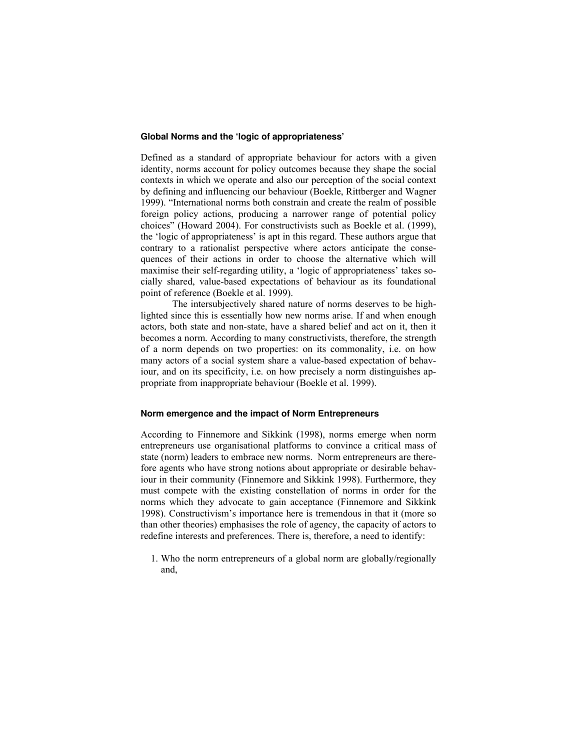### Global Norms and the 'logic of appropriateness'

Defined as a standard of appropriate behaviour for actors with a given identity, norms account for policy outcomes because they shape the social contexts in which we operate and also our perception of the social context by defining and influencing our behaviour (Boekle, Rittberger and Wagner 1999). "International norms both constrain and create the realm of possible foreign policy actions, producing a narrower range of potential policy choices" (Howard 2004). For constructivists such as Boekle et al. (1999), the 'logic of appropriateness' is apt in this regard. These authors argue that contrary to a rationalist perspective where actors anticipate the consequences of their actions in order to choose the alternative which will maximise their self-regarding utility, a 'logic of appropriateness' takes socially shared, value-based expectations of behaviour as its foundational point of reference (Boekle et al. 1999).

The intersubjectively shared nature of norms deserves to be highlighted since this is essentially how new norms arise. If and when enough actors, both state and non-state, have a shared belief and act on it, then it becomes a norm. According to many constructivists, therefore, the strength of a norm depends on two properties: on its commonality, i.e. on how many actors of a social system share a value-based expectation of behaviour, and on its specificity, i.e. on how precisely a norm distinguishes appropriate from inappropriate behaviour (Boekle et al. 1999).

### Norm emergence and the impact of Norm Entrepreneurs

According to Finnemore and Sikkink (1998), norms emerge when norm entrepreneurs use organisational platforms to convince a critical mass of state (norm) leaders to embrace new norms. Norm entrepreneurs are therefore agents who have strong notions about appropriate or desirable behaviour in their community (Finnemore and Sikkink 1998). Furthermore, they must compete with the existing constellation of norms in order for the norms which they advocate to gain acceptance (Finnemore and Sikkink 1998). Constructivism's importance here is tremendous in that it (more so than other theories) emphasises the role of agency, the capacity of actors to redefine interests and preferences. There is, therefore, a need to identify:

1. Who the norm entrepreneurs of a global norm are globally/regionally and,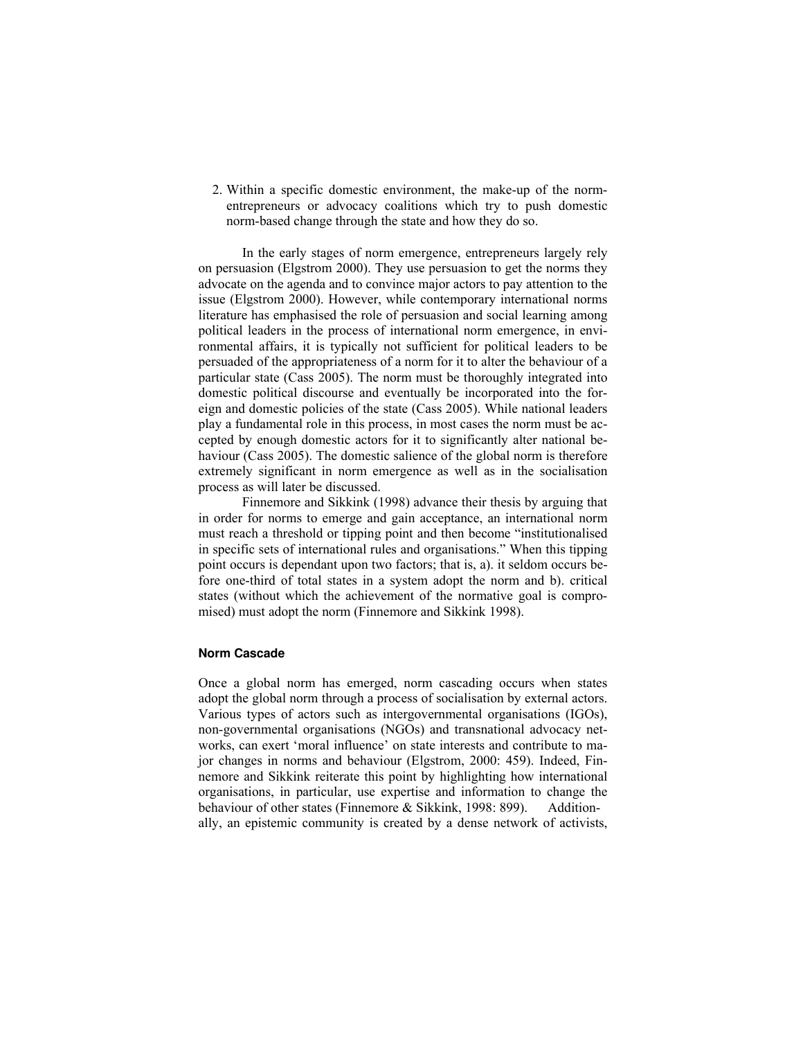2. Within a specific domestic environment, the make-up of the norm-entrepreneurs or advocacy coalitions which try to push domestic norm-based change through the state and how they do so.

In the early stages of norm emergence, entrepreneurs largely rely on persuasion (Elgstrom 2000). They use persuasion to get the norms they advocate on the agenda and to convince major actors to pay attention to the issue (Elgstrom 2000). However, while contemporary international norms literature has emphasised the role of persuasion and social learning among political leaders in the process of international norm emergence, in environmental affairs, it is typically not sufficient for political leaders to be persuaded of the appropriateness of a norm for it to alter the behaviour of a particular state (Cass 2005). The norm must be thoroughly integrated into domestic political discourse and eventually be incorporated into the foreign and domestic policies of the state (Cass 2005). While national leaders play a fundamental role in this process, in most cases the norm must be accepted by enough domestic actors for it to significantly alter national behaviour (Cass 2005). The domestic salience of the global norm is therefore extremely significant in norm emergence as well as in the socialisation process as will later be discussed.

Finnemore and Sikkink (1998) advance their thesis by arguing that in order for norms to emerge and gain acceptance, an international norm must reach a threshold or tipping point and then become "institutionalised in specific sets of international rules and organisations." When this tipping point occurs is dependant upon two factors; that is, a). it seldom occurs before one-third of total states in a system adopt the norm and b). critical states (without which the achievement of the normative goal is compromised) must adopt the norm (Finnemore and Sikkink 1998).

#### Norm Cascade

Once a global norm has emerged, norm cascading occurs when states adopt the global norm through a process of socialisation by external actors. Various types of actors such as intergovernmental organisations (IGOs), non-governmental organisations (NGOs) and transnational advocacy networks, can exert 'moral influence' on state interests and contribute to major changes in norms and behaviour (Elgstrom, 2000: 459). Indeed, Finnemore and Sikkink reiterate this point by highlighting how international organisations, in particular, use expertise and information to change the behaviour of other states (Finnemore & Sikkink, 1998: 899). Additionally, an epistemic community is created by a dense network of activists,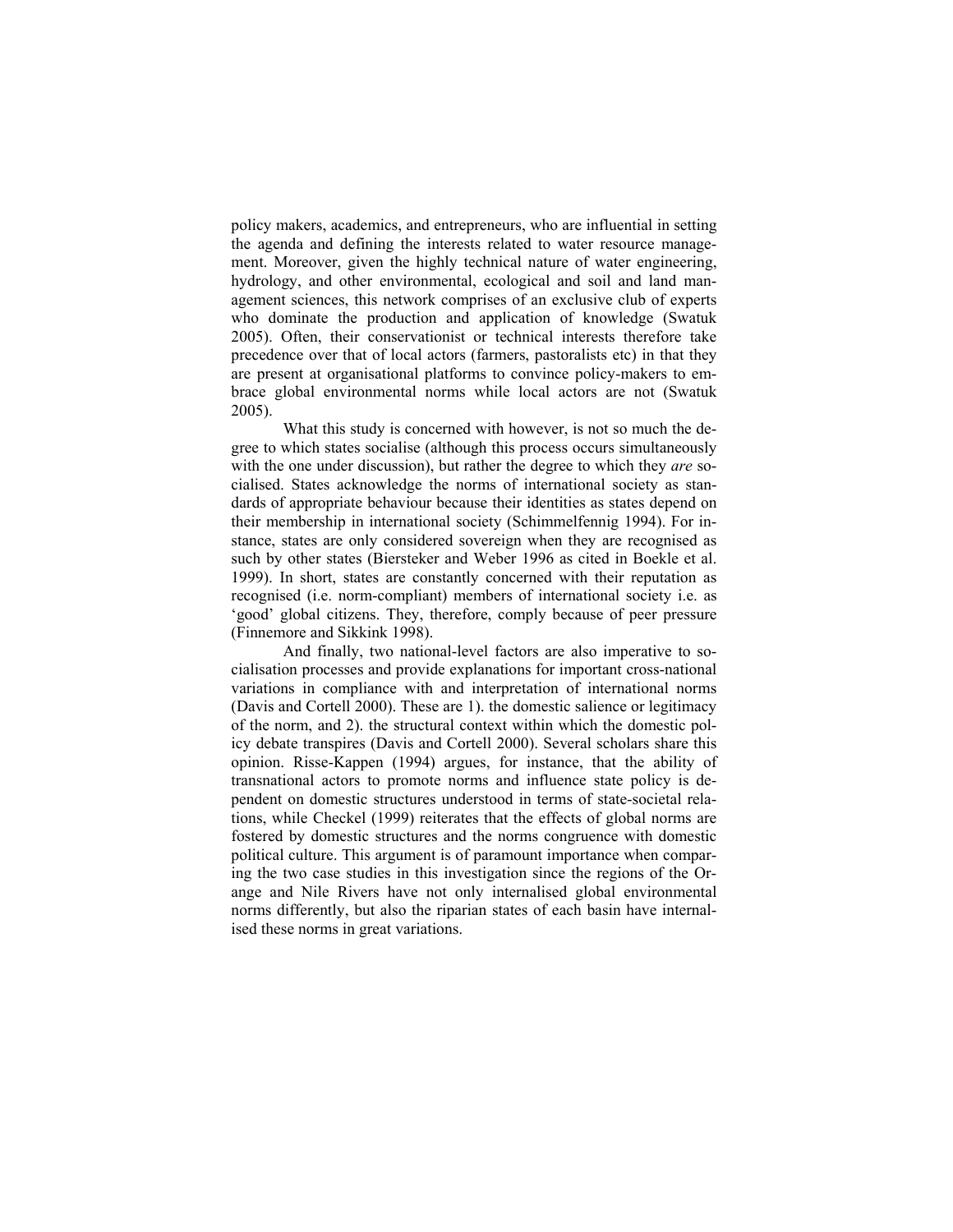policy makers, academics, and entrepreneurs, who are influential in setting the agenda and defining the interests related to water resource management. Moreover, given the highly technical nature of water engineering, hydrology, and other environmental, ecological and soil and land management sciences, this network comprises of an exclusive club of experts who dominate the production and application of knowledge (Swatuk 2005). Often, their conservationist or technical interests therefore take precedence over that of local actors (farmers, pastoralists etc) in that they are present at organisational platforms to convince policy-makers to embrace global environmental norms while local actors are not (Swatuk 2005).

What this study is concerned with however, is not so much the degree to which states socialise (although this process occurs simultaneously with the one under discussion), but rather the degree to which they *are* socialised. States acknowledge the norms of international society as standards of appropriate behaviour because their identities as states depend on their membership in international society (Schimmelfennig 1994). For instance, states are only considered sovereign when they are recognised as such by other states (Biersteker and Weber 1996 as cited in Boekle et al. 1999). In short, states are constantly concerned with their reputation as recognised (i.e. norm-compliant) members of international society i.e. as 'good' global citizens. They, therefore, comply because of peer pressure (Finnemore and Sikkink 1998).

And finally, two national-level factors are also imperative to socialisation processes and provide explanations for important cross-national variations in compliance with and interpretation of international norms (Davis and Cortell 2000). These are 1). the domestic salience or legitimacy of the norm, and 2). the structural context within which the domestic policy debate transpires (Davis and Cortell 2000). Several scholars share this opinion. Risse-Kappen (1994) argues, for instance, that the ability of transnational actors to promote norms and influence state policy is dependent on domestic structures understood in terms of state-societal relations, while Checkel (1999) reiterates that the effects of global norms are fostered by domestic structures and the norms congruence with domestic political culture. This argument is of paramount importance when comparing the two case studies in this investigation since the regions of the Orange and Nile Rivers have not only internalised global environmental norms differently, but also the riparian states of each basin have internalised these norms in great variations.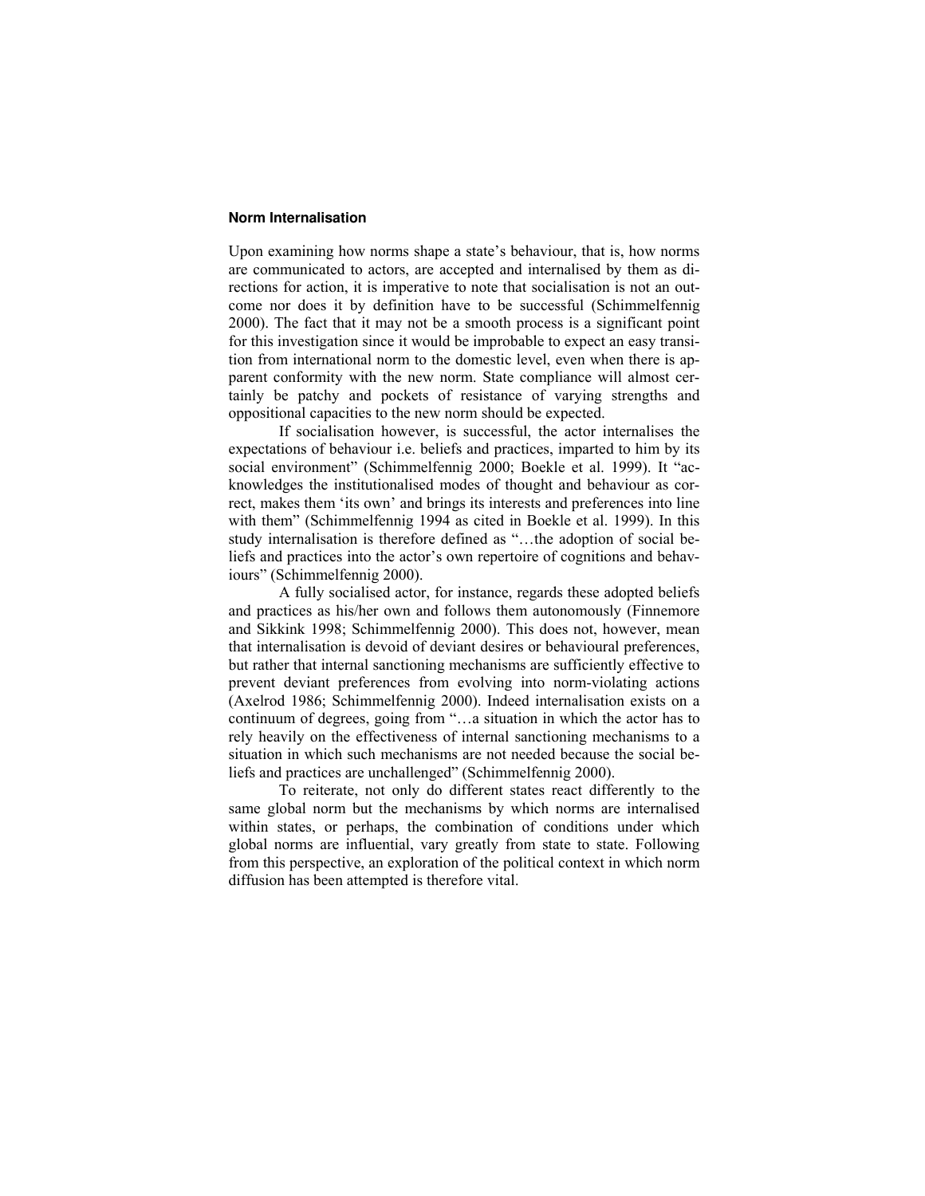### Norm Internalisation

Upon examining how norms shape a state's behaviour, that is, how norms are communicated to actors, are accepted and internalised by them as directions for action, it is imperative to note that socialisation is not an outcome nor does it by definition have to be successful (Schimmelfennig 2000). The fact that it may not be a smooth process is a significant point for this investigation since it would be improbable to expect an easy transition from international norm to the domestic level, even when there is apparent conformity with the new norm. State compliance will almost certainly be patchy and pockets of resistance of varying strengths and oppositional capacities to the new norm should be expected.

If socialisation however, is successful, the actor internalises the expectations of behaviour i.e. beliefs and practices, imparted to him by its social environment" (Schimmelfennig 2000; Boekle et al. 1999). It "acknowledges the institutionalised modes of thought and behaviour as correct, makes them 'its own' and brings its interests and preferences into line with them" (Schimmelfennig 1994 as cited in Boekle et al. 1999). In this study internalisation is therefore defined as "…the adoption of social beliefs and practices into the actor's own repertoire of cognitions and behaviours" (Schimmelfennig 2000).

A fully socialised actor, for instance, regards these adopted beliefs and practices as his/her own and follows them autonomously (Finnemore and Sikkink 1998; Schimmelfennig 2000). This does not, however, mean that internalisation is devoid of deviant desires or behavioural preferences, but rather that internal sanctioning mechanisms are sufficiently effective to prevent deviant preferences from evolving into norm-violating actions (Axelrod 1986; Schimmelfennig 2000). Indeed internalisation exists on a continuum of degrees, going from "…a situation in which the actor has to rely heavily on the effectiveness of internal sanctioning mechanisms to a situation in which such mechanisms are not needed because the social beliefs and practices are unchallenged" (Schimmelfennig 2000).

To reiterate, not only do different states react differently to the same global norm but the mechanisms by which norms are internalised within states, or perhaps, the combination of conditions under which global norms are influential, vary greatly from state to state. Following from this perspective, an exploration of the political context in which norm diffusion has been attempted is therefore vital.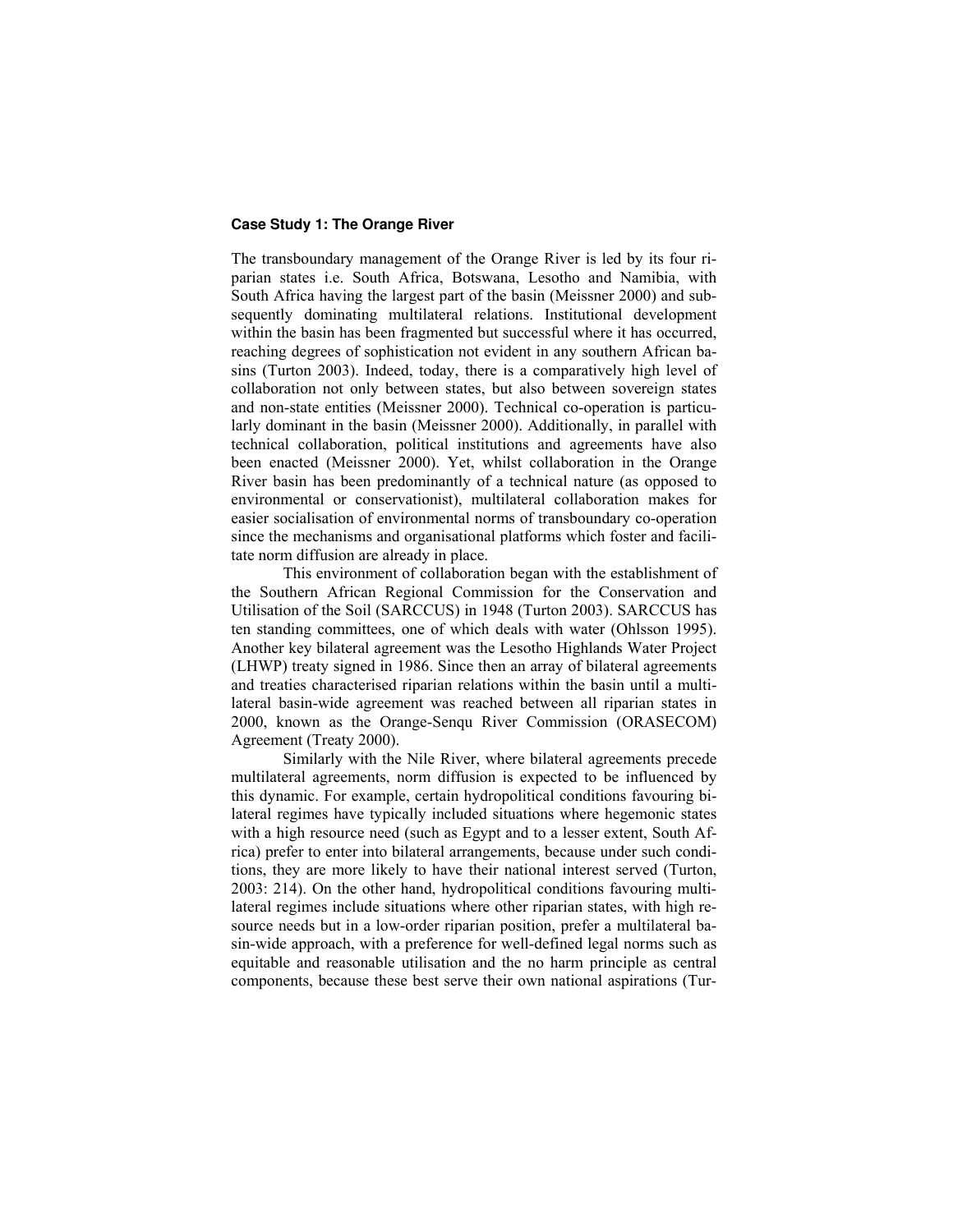### Case Study 1: The Orange River

The transboundary management of the Orange River is led by its four riparian states i.e. South Africa, Botswana, Lesotho and Namibia, with South Africa having the largest part of the basin (Meissner 2000) and subsequently dominating multilateral relations. Institutional development within the basin has been fragmented but successful where it has occurred, reaching degrees of sophistication not evident in any southern African basins (Turton 2003). Indeed, today, there is a comparatively high level of collaboration not only between states, but also between sovereign states and non-state entities (Meissner 2000). Technical co-operation is particularly dominant in the basin (Meissner 2000). Additionally, in parallel with technical collaboration, political institutions and agreements have also been enacted (Meissner 2000). Yet, whilst collaboration in the Orange River basin has been predominantly of a technical nature (as opposed to environmental or conservationist), multilateral collaboration makes for easier socialisation of environmental norms of transboundary co-operation since the mechanisms and organisational platforms which foster and facilitate norm diffusion are already in place.

This environment of collaboration began with the establishment of the Southern African Regional Commission for the Conservation and Utilisation of the Soil (SARCCUS) in 1948 (Turton 2003). SARCCUS has ten standing committees, one of which deals with water (Ohlsson 1995). Another key bilateral agreement was the Lesotho Highlands Water Project (LHWP) treaty signed in 1986. Since then an array of bilateral agreements and treaties characterised riparian relations within the basin until a multilateral basin-wide agreement was reached between all riparian states in 2000, known as the Orange-Senqu River Commission (ORASECOM) Agreement (Treaty 2000).

Similarly with the Nile River, where bilateral agreements precede multilateral agreements, norm diffusion is expected to be influenced by this dynamic. For example, certain hydropolitical conditions favouring bilateral regimes have typically included situations where hegemonic states with a high resource need (such as Egypt and to a lesser extent, South Africa) prefer to enter into bilateral arrangements, because under such conditions, they are more likely to have their national interest served (Turton, 2003: 214). On the other hand, hydropolitical conditions favouring multilateral regimes include situations where other riparian states, with high resource needs but in a low-order riparian position, prefer a multilateral basin-wide approach, with a preference for well-defined legal norms such as equitable and reasonable utilisation and the no harm principle as central components, because these best serve their own national aspirations (Tur-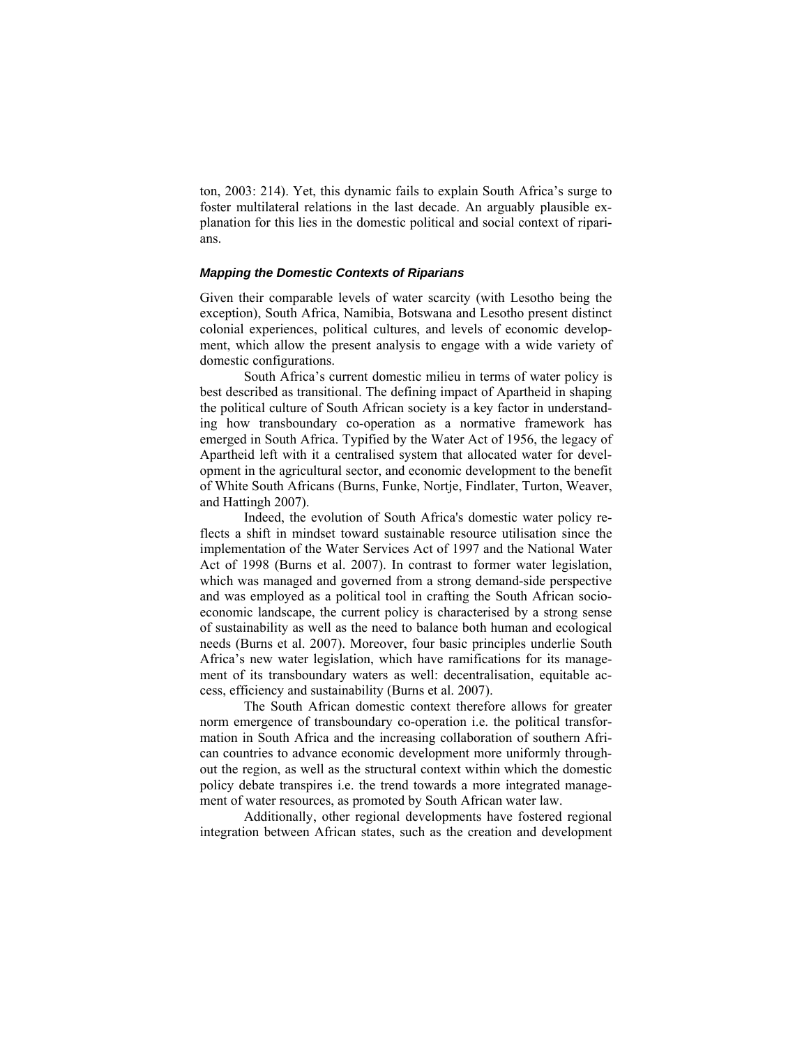ton, 2003: 214). Yet, this dynamic fails to explain South Africa's surge to foster multilateral relations in the last decade. An arguably plausible explanation for this lies in the domestic political and social context of riparians.

### *Mapping the Domestic Contexts of Riparians*

Given their comparable levels of water scarcity (with Lesotho being the exception), South Africa, Namibia, Botswana and Lesotho present distinct colonial experiences, political cultures, and levels of economic development, which allow the present analysis to engage with a wide variety of domestic configurations.

South Africa's current domestic milieu in terms of water policy is best described as transitional. The defining impact of Apartheid in shaping the political culture of South African society is a key factor in understanding how transboundary co-operation as a normative framework has emerged in South Africa. Typified by the Water Act of 1956, the legacy of Apartheid left with it a centralised system that allocated water for development in the agricultural sector, and economic development to the benefit of White South Africans (Burns, Funke, Nortje, Findlater, Turton, Weaver, and Hattingh 2007).

Indeed, the evolution of South Africa's domestic water policy reflects a shift in mindset toward sustainable resource utilisation since the implementation of the Water Services Act of 1997 and the National Water Act of 1998 (Burns et al. 2007). In contrast to former water legislation, which was managed and governed from a strong demand-side perspective and was employed as a political tool in crafting the South African socio-economic landscape, the current policy is characterised by a strong sense of sustainability as well as the need to balance both human and ecological needs (Burns et al. 2007). Moreover, four basic principles underlie South Africa's new water legislation, which have ramifications for its management of its transboundary waters as well: decentralisation, equitable access, efficiency and sustainability (Burns et al. 2007).

The South African domestic context therefore allows for greater norm emergence of transboundary co-operation i.e. the political transformation in South Africa and the increasing collaboration of southern African countries to advance economic development more uniformly throughout the region, as well as the structural context within which the domestic policy debate transpires i.e. the trend towards a more integrated management of water resources, as promoted by South African water law.

Additionally, other regional developments have fostered regional integration between African states, such as the creation and development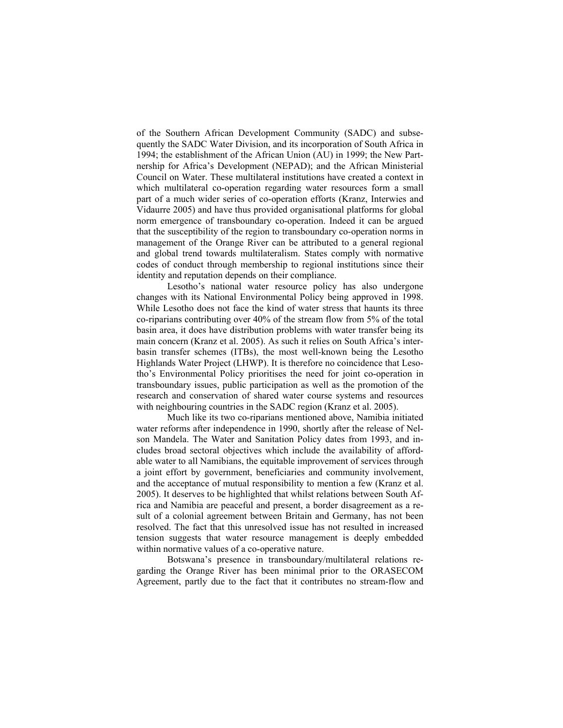of the Southern African Development Community (SADC) and subsequently the SADC Water Division, and its incorporation of South Africa in 1994; the establishment of the African Union (AU) in 1999; the New Partnership for Africa's Development (NEPAD); and the African Ministerial Council on Water. These multilateral institutions have created a context in which multilateral co-operation regarding water resources form a small part of a much wider series of co-operation efforts (Kranz, Interwies and Vidaurre 2005) and have thus provided organisational platforms for global norm emergence of transboundary co-operation. Indeed it can be argued that the susceptibility of the region to transboundary co-operation norms in management of the Orange River can be attributed to a general regional and global trend towards multilateralism. States comply with normative codes of conduct through membership to regional institutions since their identity and reputation depends on their compliance.

Lesotho's national water resource policy has also undergone changes with its National Environmental Policy being approved in 1998. While Lesotho does not face the kind of water stress that haunts its three co-riparians contributing over 40% of the stream flow from 5% of the total basin area, it does have distribution problems with water transfer being its main concern (Kranz et al. 2005). As such it relies on South Africa's inter-basin transfer schemes (ITBs), the most well-known being the Lesotho Highlands Water Project (LHWP). It is therefore no coincidence that Lesotho's Environmental Policy prioritises the need for joint co-operation in transboundary issues, public participation as well as the promotion of the research and conservation of shared water course systems and resources with neighbouring countries in the SADC region (Kranz et al. 2005).

Much like its two co-riparians mentioned above, Namibia initiated water reforms after independence in 1990, shortly after the release of Nelson Mandela. The Water and Sanitation Policy dates from 1993, and includes broad sectoral objectives which include the availability of affordable water to all Namibians, the equitable improvement of services through a joint effort by government, beneficiaries and community involvement, and the acceptance of mutual responsibility to mention a few (Kranz et al. 2005). It deserves to be highlighted that whilst relations between South Africa and Namibia are peaceful and present, a border disagreement as a result of a colonial agreement between Britain and Germany, has not been resolved. The fact that this unresolved issue has not resulted in increased tension suggests that water resource management is deeply embedded within normative values of a co-operative nature.

Botswana's presence in transboundary/multilateral relations regarding the Orange River has been minimal prior to the ORASECOM Agreement, partly due to the fact that it contributes no stream-flow and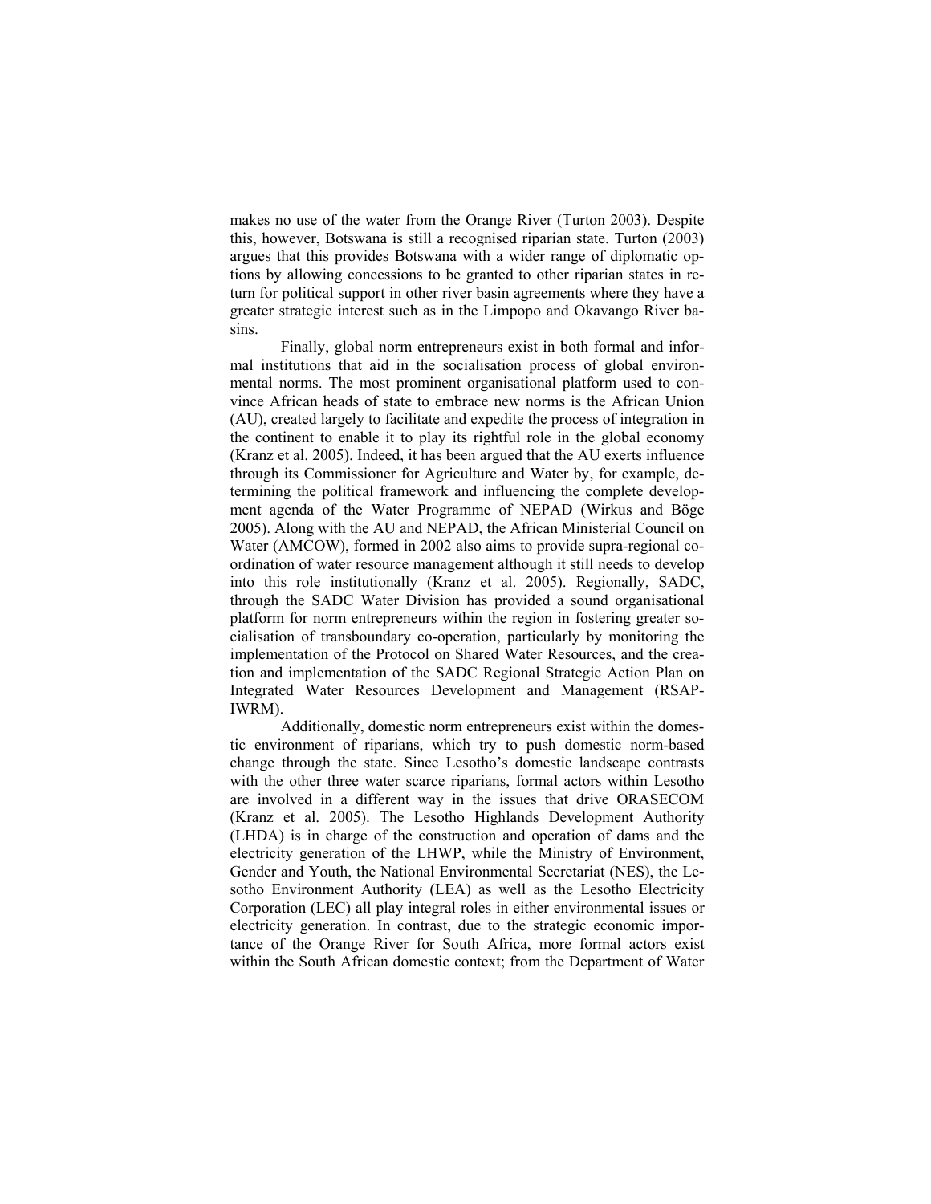makes no use of the water from the Orange River (Turton 2003). Despite this, however, Botswana is still a recognised riparian state. Turton (2003) argues that this provides Botswana with a wider range of diplomatic options by allowing concessions to be granted to other riparian states in return for political support in other river basin agreements where they have a greater strategic interest such as in the Limpopo and Okavango River basins.

Finally, global norm entrepreneurs exist in both formal and informal institutions that aid in the socialisation process of global environmental norms. The most prominent organisational platform used to convince African heads of state to embrace new norms is the African Union (AU), created largely to facilitate and expedite the process of integration in the continent to enable it to play its rightful role in the global economy (Kranz et al. 2005). Indeed, it has been argued that the AU exerts influence through its Commissioner for Agriculture and Water by, for example, determining the political framework and influencing the complete development agenda of the Water Programme of NEPAD (Wirkus and Böge 2005). Along with the AU and NEPAD, the African Ministerial Council on Water (AMCOW), formed in 2002 also aims to provide supra-regional coordination of water resource management although it still needs to develop into this role institutionally (Kranz et al. 2005). Regionally, SADC, through the SADC Water Division has provided a sound organisational platform for norm entrepreneurs within the region in fostering greater socialisation of transboundary co-operation, particularly by monitoring the implementation of the Protocol on Shared Water Resources, and the creation and implementation of the SADC Regional Strategic Action Plan on Integrated Water Resources Development and Management (RSAP-IWRM).

Additionally, domestic norm entrepreneurs exist within the domestic environment of riparians, which try to push domestic norm-based change through the state. Since Lesotho's domestic landscape contrasts with the other three water scarce riparians, formal actors within Lesotho are involved in a different way in the issues that drive ORASECOM (Kranz et al. 2005). The Lesotho Highlands Development Authority (LHDA) is in charge of the construction and operation of dams and the electricity generation of the LHWP, while the Ministry of Environment, Gender and Youth, the National Environmental Secretariat (NES), the Lesotho Environment Authority (LEA) as well as the Lesotho Electricity Corporation (LEC) all play integral roles in either environmental issues or electricity generation. In contrast, due to the strategic economic importance of the Orange River for South Africa, more formal actors exist within the South African domestic context; from the Department of Water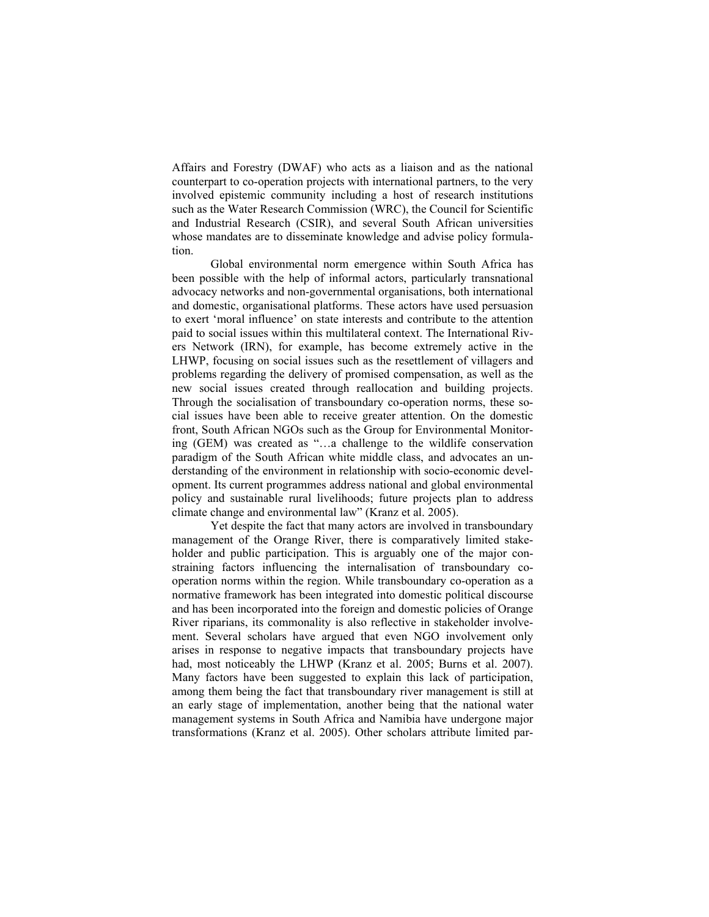Affairs and Forestry (DWAF) who acts as a liaison and as the national counterpart to co-operation projects with international partners, to the very involved epistemic community including a host of research institutions such as the Water Research Commission (WRC), the Council for Scientific and Industrial Research (CSIR), and several South African universities whose mandates are to disseminate knowledge and advise policy formulation.

Global environmental norm emergence within South Africa has been possible with the help of informal actors, particularly transnational advocacy networks and non-governmental organisations, both international and domestic, organisational platforms. These actors have used persuasion to exert 'moral influence' on state interests and contribute to the attention paid to social issues within this multilateral context. The International Rivers Network (IRN), for example, has become extremely active in the LHWP, focusing on social issues such as the resettlement of villagers and problems regarding the delivery of promised compensation, as well as the new social issues created through reallocation and building projects. Through the socialisation of transboundary co-operation norms, these social issues have been able to receive greater attention. On the domestic front, South African NGOs such as the Group for Environmental Monitoring (GEM) was created as "…a challenge to the wildlife conservation paradigm of the South African white middle class, and advocates an understanding of the environment in relationship with socio-economic development. Its current programmes address national and global environmental policy and sustainable rural livelihoods; future projects plan to address climate change and environmental law" (Kranz et al. 2005).

Yet despite the fact that many actors are involved in transboundary management of the Orange River, there is comparatively limited stakeholder and public participation. This is arguably one of the major constraining factors influencing the internalisation of transboundary co-operation norms within the region. While transboundary co-operation as a normative framework has been integrated into domestic political discourse and has been incorporated into the foreign and domestic policies of Orange River riparians, its commonality is also reflective in stakeholder involvement. Several scholars have argued that even NGO involvement only arises in response to negative impacts that transboundary projects have had, most noticeably the LHWP (Kranz et al. 2005; Burns et al. 2007). Many factors have been suggested to explain this lack of participation, among them being the fact that transboundary river management is still at an early stage of implementation, another being that the national water management systems in South Africa and Namibia have undergone major transformations (Kranz et al. 2005). Other scholars attribute limited par-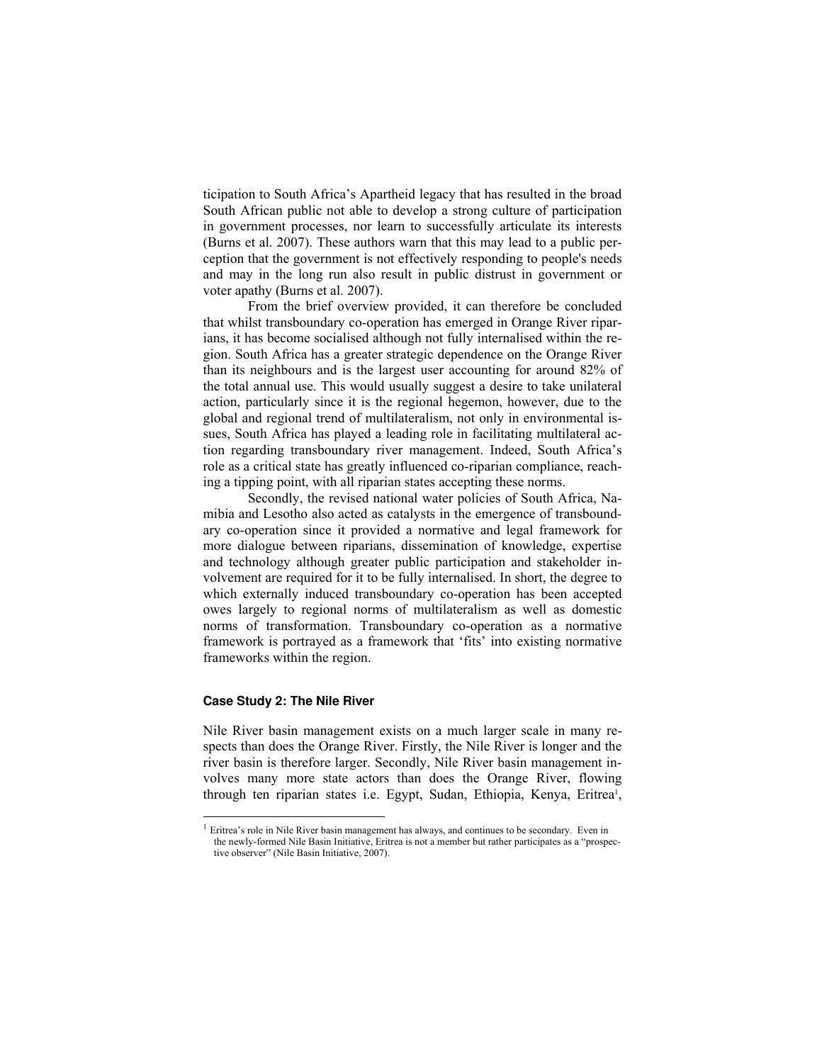ticipation to South Africa's Apartheid legacy that has resulted in the broad South African public not able to develop a strong culture of participation in government processes, nor learn to successfully articulate its interests (Burns et al. 2007). These authors warn that this may lead to a public perception that the government is not effectively responding to people's needs and may in the long run also result in public distrust in government or voter apathy (Burns et al. 2007).

From the brief overview provided, it can therefore be concluded that whilst transboundary co-operation has emerged in Orange River riparians, it has become socialised although not fully internalised within the region. South Africa has a greater strategic dependence on the Orange River than its neighbours and is the largest user accounting for around 82% of the total annual use. This would usually suggest a desire to take unilateral action, particularly since it is the regional hegemon, however, due to the global and regional trend of multilateralism, not only in environmental issues, South Africa has played a leading role in facilitating multilateral action regarding transboundary river management. Indeed, South Africa's role as a critical state has greatly influenced co-riparian compliance, reaching a tipping point, with all riparian states accepting these norms.

Secondly, the revised national water policies of South Africa, Namibia and Lesotho also acted as catalysts in the emergence of transboundary co-operation since it provided a normative and legal framework for more dialogue between riparians, dissemination of knowledge, expertise and technology although greater public participation and stakeholder involvement are required for it to be fully internalised. In short, the degree to which externally induced transboundary co-operation has been accepted owes largely to regional norms of multilateralism as well as domestic norms of transformation. Transboundary co-operation as a normative framework is portrayed as a framework that 'fits' into existing normative frameworks within the region.

### Case Study 2: The Nile River

Nile River basin management exists on a much larger scale in many respects than does the Orange River. Firstly, the Nile River is longer and the river basin is therefore larger. Secondly, Nile River basin management involves many more state actors than does the Orange River, flowing through ten riparian states i.e. Egypt, Sudan, Ethiopia, Kenya, Eritrea[1],

[1] Eritrea's role in Nile River basin management has always, and continues to be secondary. Even in the newly-formed Nile Basin Initiative, Eritrea is not a member but rather participates as a "prospective observer" (Nile Basin Initiative, 2007).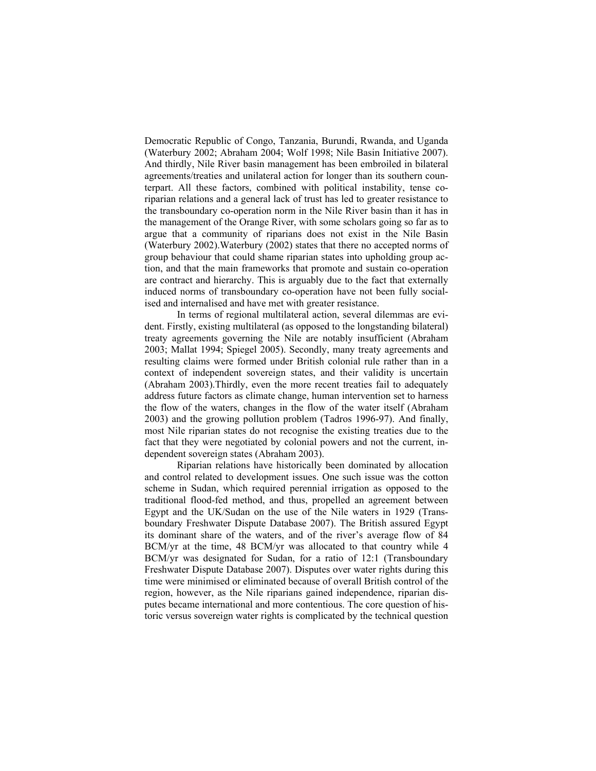Democratic Republic of Congo, Tanzania, Burundi, Rwanda, and Uganda (Waterbury 2002; Abraham 2004; Wolf 1998; Nile Basin Initiative 2007). And thirdly, Nile River basin management has been embroiled in bilateral agreements/treaties and unilateral action for longer than its southern counterpart. All these factors, combined with political instability, tense co-riparian relations and a general lack of trust has led to greater resistance to the transboundary co-operation norm in the Nile River basin than it has in the management of the Orange River, with some scholars going so far as to argue that a community of riparians does not exist in the Nile Basin (Waterbury 2002).Waterbury (2002) states that there no accepted norms of group behaviour that could shame riparian states into upholding group action, and that the main frameworks that promote and sustain co-operation are contract and hierarchy. This is arguably due to the fact that externally induced norms of transboundary co-operation have not been fully socialised and internalised and have met with greater resistance.

In terms of regional multilateral action, several dilemmas are evident. Firstly, existing multilateral (as opposed to the longstanding bilateral) treaty agreements governing the Nile are notably insufficient (Abraham 2003; Mallat 1994; Spiegel 2005). Secondly, many treaty agreements and resulting claims were formed under British colonial rule rather than in a context of independent sovereign states, and their validity is uncertain (Abraham 2003).Thirdly, even the more recent treaties fail to adequately address future factors as climate change, human intervention set to harness the flow of the waters, changes in the flow of the water itself (Abraham 2003) and the growing pollution problem (Tadros 1996-97). And finally, most Nile riparian states do not recognise the existing treaties due to the fact that they were negotiated by colonial powers and not the current, independent sovereign states (Abraham 2003).

Riparian relations have historically been dominated by allocation and control related to development issues. One such issue was the cotton scheme in Sudan, which required perennial irrigation as opposed to the traditional flood-fed method, and thus, propelled an agreement between Egypt and the UK/Sudan on the use of the Nile waters in 1929 (Transboundary Freshwater Dispute Database 2007). The British assured Egypt its dominant share of the waters, and of the river's average flow of 84 BCM/yr at the time, 48 BCM/yr was allocated to that country while 4 BCM/yr was designated for Sudan, for a ratio of 12:1 (Transboundary Freshwater Dispute Database 2007). Disputes over water rights during this time were minimised or eliminated because of overall British control of the region, however, as the Nile riparians gained independence, riparian disputes became international and more contentious. The core question of historic versus sovereign water rights is complicated by the technical question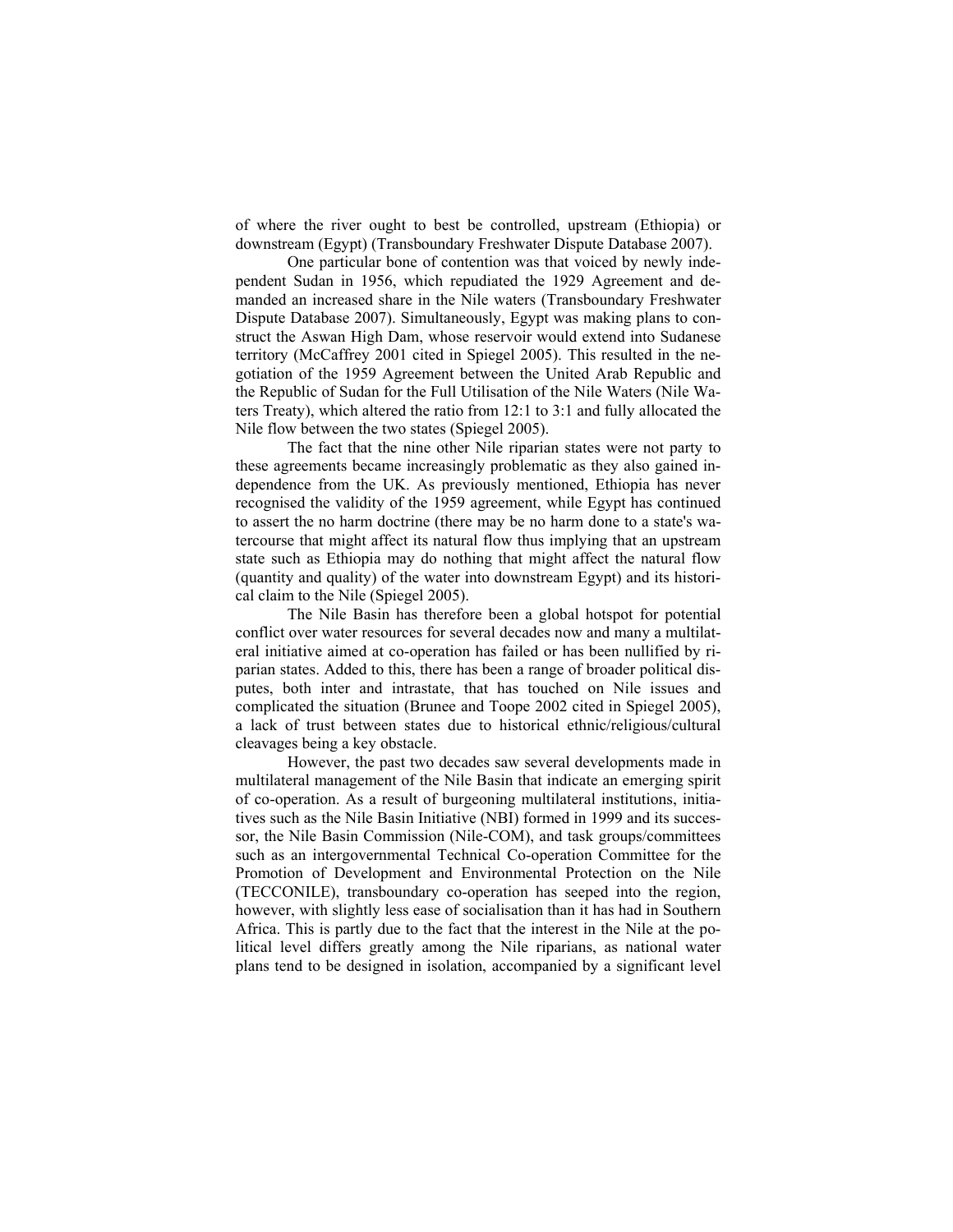of where the river ought to best be controlled, upstream (Ethiopia) or downstream (Egypt) (Transboundary Freshwater Dispute Database 2007).

One particular bone of contention was that voiced by newly independent Sudan in 1956, which repudiated the 1929 Agreement and demanded an increased share in the Nile waters (Transboundary Freshwater Dispute Database 2007). Simultaneously, Egypt was making plans to construct the Aswan High Dam, whose reservoir would extend into Sudanese territory (McCaffrey 2001 cited in Spiegel 2005). This resulted in the negotiation of the 1959 Agreement between the United Arab Republic and the Republic of Sudan for the Full Utilisation of the Nile Waters (Nile Waters Treaty), which altered the ratio from 12:1 to 3:1 and fully allocated the Nile flow between the two states (Spiegel 2005).

The fact that the nine other Nile riparian states were not party to these agreements became increasingly problematic as they also gained independence from the UK. As previously mentioned, Ethiopia has never recognised the validity of the 1959 agreement, while Egypt has continued to assert the no harm doctrine (there may be no harm done to a state's watercourse that might affect its natural flow thus implying that an upstream state such as Ethiopia may do nothing that might affect the natural flow (quantity and quality) of the water into downstream Egypt) and its historical claim to the Nile (Spiegel 2005).

The Nile Basin has therefore been a global hotspot for potential conflict over water resources for several decades now and many a multilateral initiative aimed at co-operation has failed or has been nullified by riparian states. Added to this, there has been a range of broader political disputes, both inter and intrastate, that has touched on Nile issues and complicated the situation (Brunee and Toope 2002 cited in Spiegel 2005), a lack of trust between states due to historical ethnic/religious/cultural cleavages being a key obstacle.

However, the past two decades saw several developments made in multilateral management of the Nile Basin that indicate an emerging spirit of co-operation. As a result of burgeoning multilateral institutions, initiatives such as the Nile Basin Initiative (NBI) formed in 1999 and its successor, the Nile Basin Commission (Nile-COM), and task groups/committees such as an intergovernmental Technical Co-operation Committee for the Promotion of Development and Environmental Protection on the Nile (TECCONILE), transboundary co-operation has seeped into the region, however, with slightly less ease of socialisation than it has had in Southern Africa. This is partly due to the fact that the interest in the Nile at the political level differs greatly among the Nile riparians, as national water plans tend to be designed in isolation, accompanied by a significant level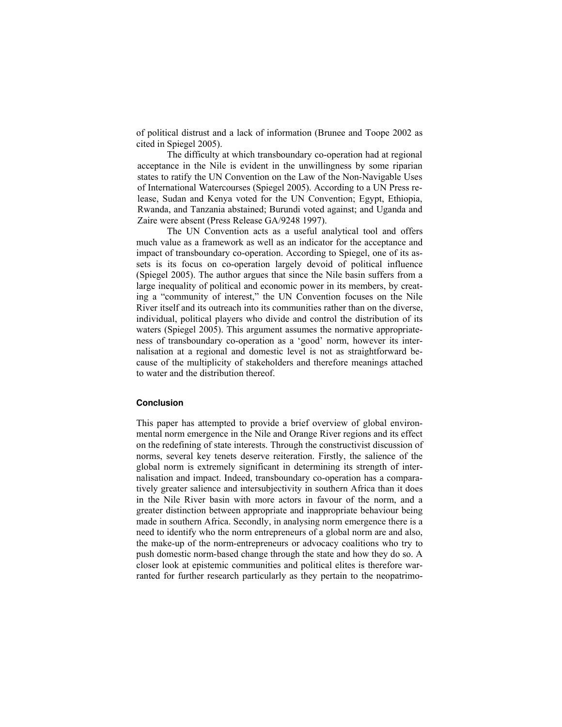of political distrust and a lack of information (Brunee and Toope 2002 as cited in Spiegel 2005).

The difficulty at which transboundary co-operation had at regional acceptance in the Nile is evident in the unwillingness by some riparian states to ratify the UN Convention on the Law of the Non-Navigable Uses of International Watercourses (Spiegel 2005). According to a UN Press release, Sudan and Kenya voted for the UN Convention; Egypt, Ethiopia, Rwanda, and Tanzania abstained; Burundi voted against; and Uganda and Zaire were absent (Press Release GA/9248 1997).

The UN Convention acts as a useful analytical tool and offers much value as a framework as well as an indicator for the acceptance and impact of transboundary co-operation. According to Spiegel, one of its assets is its focus on co-operation largely devoid of political influence (Spiegel 2005). The author argues that since the Nile basin suffers from a large inequality of political and economic power in its members, by creating a "community of interest," the UN Convention focuses on the Nile River itself and its outreach into its communities rather than on the diverse, individual, political players who divide and control the distribution of its waters (Spiegel 2005). This argument assumes the normative appropriateness of transboundary co-operation as a 'good' norm, however its internalisation at a regional and domestic level is not as straightforward because of the multiplicity of stakeholders and therefore meanings attached to water and the distribution thereof.

#### Conclusion

This paper has attempted to provide a brief overview of global environmental norm emergence in the Nile and Orange River regions and its effect on the redefining of state interests. Through the constructivist discussion of norms, several key tenets deserve reiteration. Firstly, the salience of the global norm is extremely significant in determining its strength of internalisation and impact. Indeed, transboundary co-operation has a comparatively greater salience and intersubjectivity in southern Africa than it does in the Nile River basin with more actors in favour of the norm, and a greater distinction between appropriate and inappropriate behaviour being made in southern Africa. Secondly, in analysing norm emergence there is a need to identify who the norm entrepreneurs of a global norm are and also, the make-up of the norm-entrepreneurs or advocacy coalitions who try to push domestic norm-based change through the state and how they do so. A closer look at epistemic communities and political elites is therefore warranted for further research particularly as they pertain to the neopatrimo-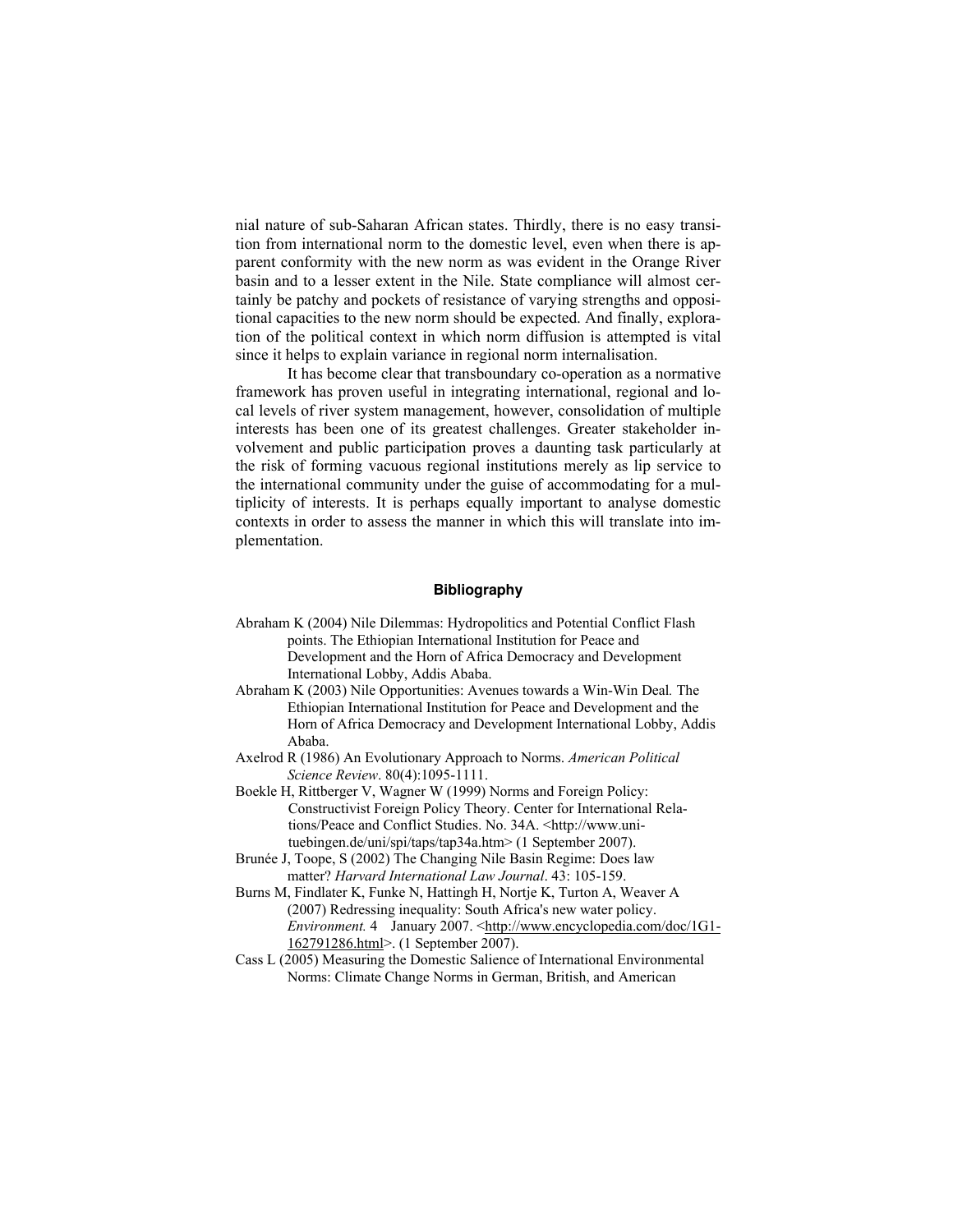nial nature of sub-Saharan African states. Thirdly, there is no easy transition from international norm to the domestic level, even when there is apparent conformity with the new norm as was evident in the Orange River basin and to a lesser extent in the Nile. State compliance will almost certainly be patchy and pockets of resistance of varying strengths and oppositional capacities to the new norm should be expected. And finally, exploration of the political context in which norm diffusion is attempted is vital since it helps to explain variance in regional norm internalisation.

It has become clear that transboundary co-operation as a normative framework has proven useful in integrating international, regional and local levels of river system management, however, consolidation of multiple interests has been one of its greatest challenges. Greater stakeholder involvement and public participation proves a daunting task particularly at the risk of forming vacuous regional institutions merely as lip service to the international community under the guise of accommodating for a multiplicity of interests. It is perhaps equally important to analyse domestic contexts in order to assess the manner in which this will translate into implementation.

## Bibliography

Abraham K (2004) Nile Dilemmas: Hydropolitics and Potential Conflict Flash points. The Ethiopian International Institution for Peace and Development and the Horn of Africa Democracy and Development International Lobby, Addis Ababa.

Abraham K (2003) Nile Opportunities: Avenues towards a Win-Win Deal. The Ethiopian International Institution for Peace and Development and the Horn of Africa Democracy and Development International Lobby, Addis Ababa.

Axelrod R (1986) An Evolutionary Approach to Norms. *American Political Science Review*. 80(4):1095-1111.

Boekle H, Rittberger V, Wagner W (1999) Norms and Foreign Policy: Constructivist Foreign Policy Theory. Center for International Relations/Peace and Conflict Studies. No. 34A. <http://www.uni-tuebingen.de/uni/spi/taps/tap34a.htm> (1 September 2007).

Brunée J, Toope, S (2002) The Changing Nile Basin Regime: Does law matter? *Harvard International Law Journal*. 43: 105-159.

Burns M, Findlater K, Funke N, Hattingh H, Nortje K, Turton A, Weaver A (2007) Redressing inequality: South Africa's new water policy. *Environment.* 4 January 2007. <http://www.encyclopedia.com/doc/1G1-162791286.html>. (1 September 2007).

Cass L (2005) Measuring the Domestic Salience of International Environmental Norms: Climate Change Norms in German, British, and American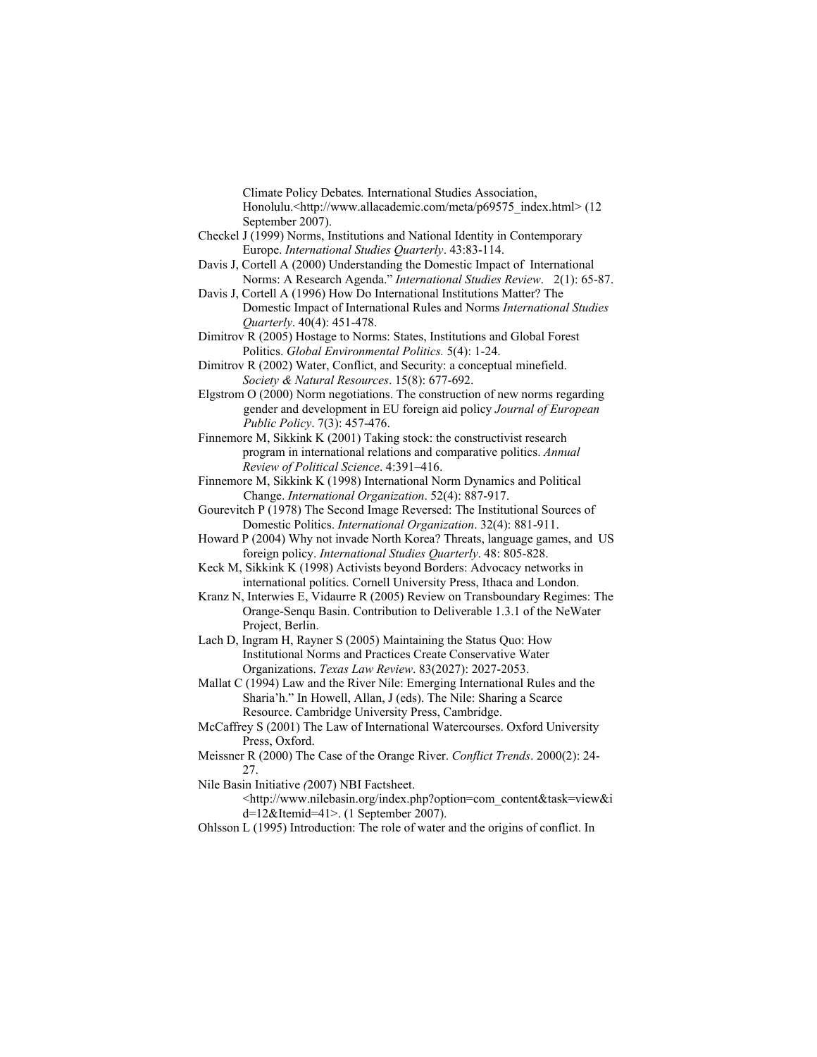Climate Policy Debates*.* International Studies Association, Honolulu.<http://www.allacademic.com/meta/p69575_index.html> (12 September 2007).

Checkel J (1999) Norms, Institutions and National Identity in Contemporary Europe. *International Studies Quarterly*. 43:83-114.

Davis J, Cortell A (2000) Understanding the Domestic Impact of International Norms: A Research Agenda." *International Studies Review*. 2(1): 65-87.

Davis J, Cortell A (1996) How Do International Institutions Matter? The Domestic Impact of International Rules and Norms *International Studies Quarterly*. 40(4): 451-478.

Dimitrov R (2005) Hostage to Norms: States, Institutions and Global Forest Politics. *Global Environmental Politics.* 5(4): 1-24.

Dimitrov R (2002) Water, Conflict, and Security: a conceptual minefield. *Society & Natural Resources*. 15(8): 677-692.

Elgstrom O (2000) Norm negotiations. The construction of new norms regarding gender and development in EU foreign aid policy *Journal of European Public Policy*. 7(3): 457-476.

Finnemore M, Sikkink K (2001) Taking stock: the constructivist research program in international relations and comparative politics. *Annual Review of Political Science*. 4:391–416.

Finnemore M, Sikkink K (1998) International Norm Dynamics and Political Change. *International Organization*. 52(4): 887-917.

Gourevitch P (1978) The Second Image Reversed: The Institutional Sources of Domestic Politics. *International Organization*. 32(4): 881-911.

Howard P (2004) Why not invade North Korea? Threats, language games, and US foreign policy. *International Studies Quarterly*. 48: 805-828.

Keck M, Sikkink K (1998) Activists beyond Borders: Advocacy networks in international politics. Cornell University Press, Ithaca and London.

Kranz N, Interwies E, Vidaurre R (2005) Review on Transboundary Regimes: The Orange-Senqu Basin. Contribution to Deliverable 1.3.1 of the NeWater Project, Berlin.

Lach D, Ingram H, Rayner S (2005) Maintaining the Status Quo: How Institutional Norms and Practices Create Conservative Water Organizations. *Texas Law Review*. 83(2027): 2027-2053.

Mallat C (1994) Law and the River Nile: Emerging International Rules and the Sharia'h." In Howell, Allan, J (eds). The Nile: Sharing a Scarce Resource. Cambridge University Press, Cambridge.

McCaffrey S (2001) The Law of International Watercourses. Oxford University Press, Oxford.

Meissner R (2000) The Case of the Orange River. *Conflict Trends*. 2000(2): 24-27.

Nile Basin Initiative *(*2007) NBI Factsheet. <http://www.nilebasin.org/index.php?option=com_content&task=view&id=12&Itemid=41>. (1 September 2007).

Ohlsson L (1995) Introduction: The role of water and the origins of conflict. In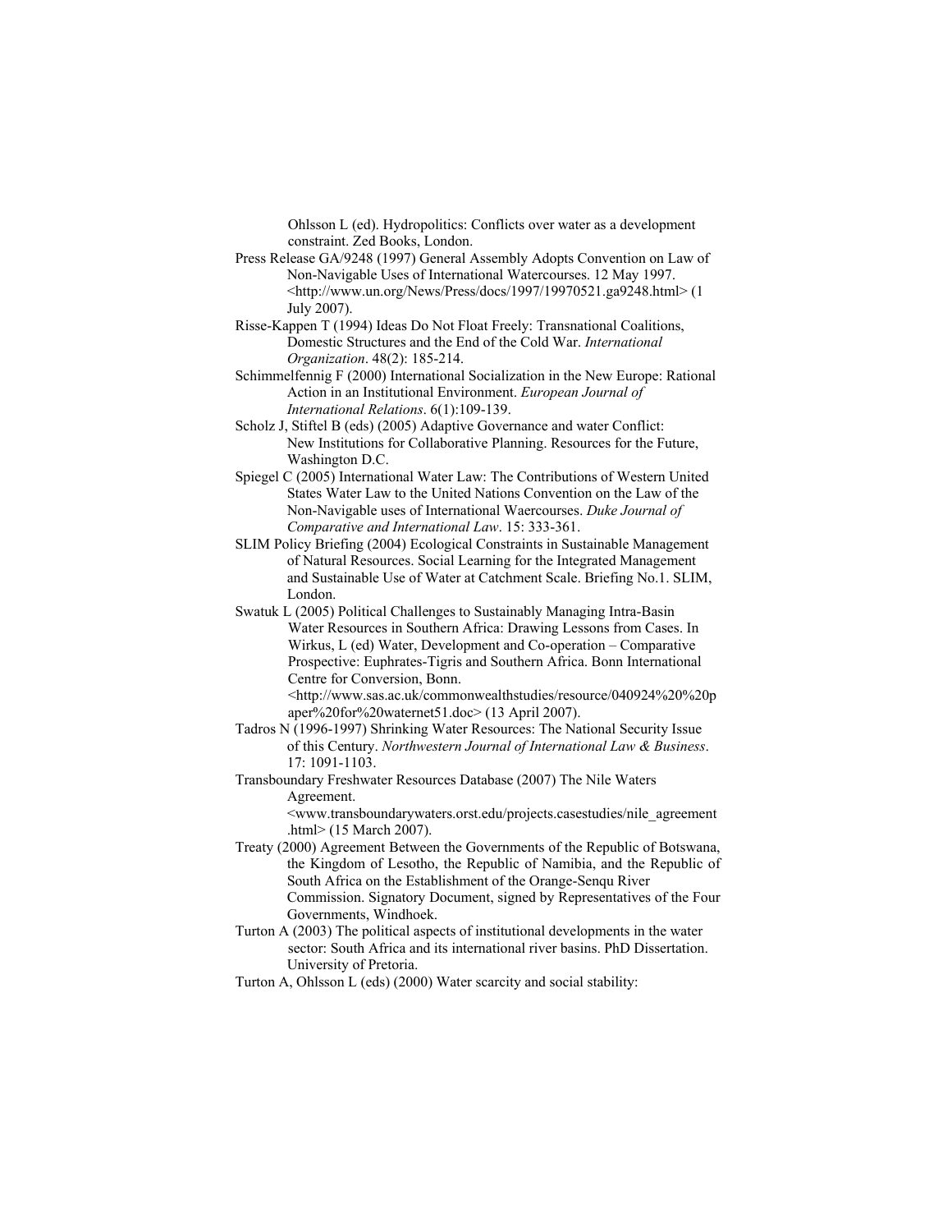Ohlsson L (ed). Hydropolitics: Conflicts over water as a development constraint. Zed Books, London.

Press Release GA/9248 (1997) General Assembly Adopts Convention on Law of Non-Navigable Uses of International Watercourses. 12 May 1997. <http://www.un.org/News/Press/docs/1997/19970521.ga9248.html> (1 July 2007).

Risse-Kappen T (1994) Ideas Do Not Float Freely: Transnational Coalitions, Domestic Structures and the End of the Cold War. *International Organization*. 48(2): 185-214.

Schimmelfennig F (2000) International Socialization in the New Europe: Rational Action in an Institutional Environment. *European Journal of International Relations*. 6(1):109-139.

Scholz J, Stiftel B (eds) (2005) Adaptive Governance and water Conflict: New Institutions for Collaborative Planning. Resources for the Future, Washington D.C.

Spiegel C (2005) International Water Law: The Contributions of Western United States Water Law to the United Nations Convention on the Law of the Non-Navigable uses of International Waercourses. *Duke Journal of Comparative and International Law*. 15: 333-361.

SLIM Policy Briefing (2004) Ecological Constraints in Sustainable Management of Natural Resources. Social Learning for the Integrated Management and Sustainable Use of Water at Catchment Scale. Briefing No.1. SLIM, London.

Swatuk L (2005) Political Challenges to Sustainably Managing Intra-Basin Water Resources in Southern Africa: Drawing Lessons from Cases. In Wirkus, L (ed) Water, Development and Co-operation – Comparative Prospective: Euphrates-Tigris and Southern Africa. Bonn International Centre for Conversion, Bonn. <http://www.sas.ac.uk/commonwealthstudies/resource/040924%20%20paper%20for%20waternet51.doc> (13 April 2007).

Tadros N (1996-1997) Shrinking Water Resources: The National Security Issue of this Century. *Northwestern Journal of International Law & Business*. 17: 1091-1103.

Transboundary Freshwater Resources Database (2007) The Nile Waters Agreement. <www.transboundarywaters.orst.edu/projects.casestudies/nile_agreement.html> (15 March 2007).

Treaty (2000) Agreement Between the Governments of the Republic of Botswana, the Kingdom of Lesotho, the Republic of Namibia, and the Republic of South Africa on the Establishment of the Orange-Senqu River Commission. Signatory Document, signed by Representatives of the Four Governments, Windhoek.

Turton A (2003) The political aspects of institutional developments in the water sector: South Africa and its international river basins. PhD Dissertation. University of Pretoria.

Turton A, Ohlsson L (eds) (2000) Water scarcity and social stability: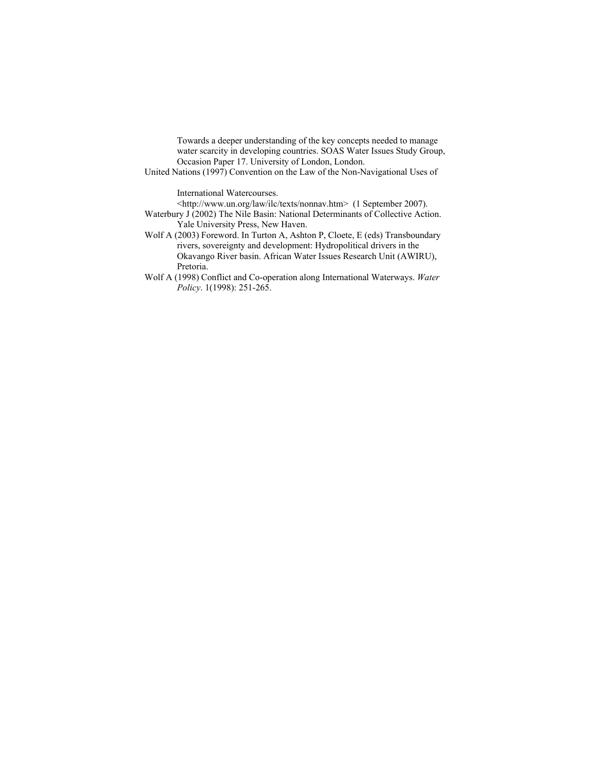Towards a deeper understanding of the key concepts needed to manage water scarcity in developing countries. SOAS Water Issues Study Group, Occasion Paper 17. University of London, London.

United Nations (1997) Convention on the Law of the Non-Navigational Uses of International Watercourses. <http://www.un.org/law/ilc/texts/nonnav.htm> (1 September 2007).

Waterbury J (2002) The Nile Basin: National Determinants of Collective Action. Yale University Press, New Haven.

Wolf A (2003) Foreword. In Turton A, Ashton P, Cloete, E (eds) Transboundary rivers, sovereignty and development: Hydropolitical drivers in the Okavango River basin. African Water Issues Research Unit (AWIRU), Pretoria.

Wolf A (1998) Conflict and Co-operation along International Waterways. *Water Policy*. 1(1998): 251-265.